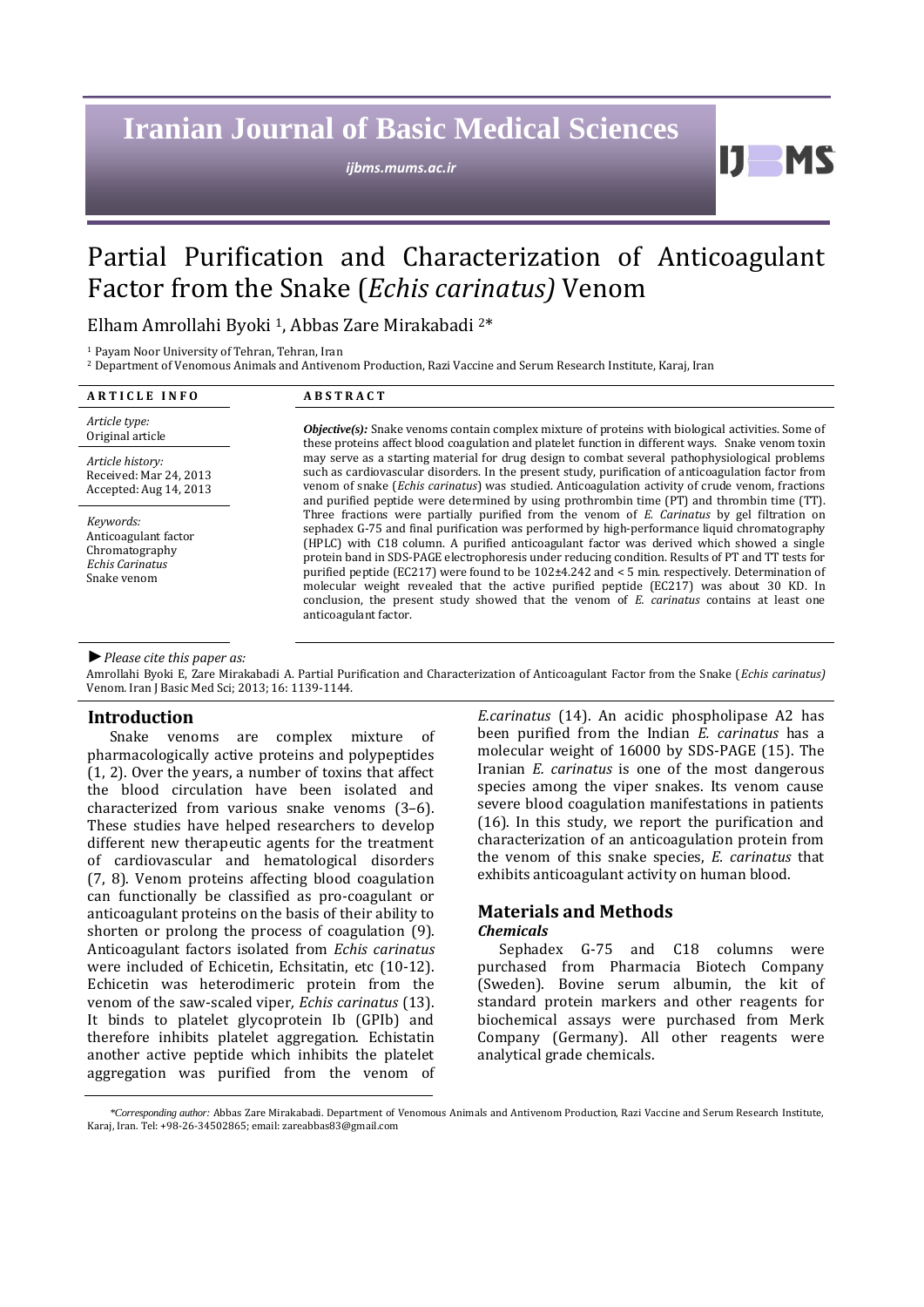# Partial Purification and Characterization of Anticoagulant Factor from the Snake (*Echis carinatus)* Venom

Elham Amrollahi Byoki [1], Abbas Zare Mirakabadi [2]*

[1] Payam Noor University of Tehran, Tehran, Iran

[2] Department of Venomous Animals and Antivenom Production, Razi Vaccine and Serum Research Institute, Karaj, Iran

**ARTICLE INFO**

*Article type:*
Original article

*Article history:*
Received: Mar 24, 2013
Accepted: Aug 14, 2013

*Keywords:*
Anticoagulant factor
Chromatography
*Echis Carinatus*
Snake venom

**ABSTRACT**

***Objective(s):*** Snake venoms contain complex mixture of proteins with biological activities. Some of these proteins affect blood coagulation and platelet function in different ways. Snake venom toxin may serve as a starting material for drug design to combat several pathophysiological problems such as cardiovascular disorders. In the present study, purification of anticoagulation factor from venom of snake (*Echis carinatus*) was studied. Anticoagulation activity of crude venom, fractions and purified peptide were determined by using prothrombin time (PT) and thrombin time (TT). Three fractions were partially purified from the venom of *E. Carinatus* by gel filtration on sephadex G-75 and final purification was performed by high-performance liquid chromatography (HPLC) with C18 column. A purified anticoagulant factor was derived which showed a single protein band in SDS-PAGE electrophoresis under reducing condition. Results of PT and TT tests for purified peptide (EC217) were found to be 102±4.242 and < 5 min. respectively. Determination of molecular weight revealed that the active purified peptide (EC217) was about 30 KD. In conclusion, the present study showed that the venom of *E. carinatus* contains at least one anticoagulant factor.

►*Please cite this paper as:*

Amrollahi Byoki E, Zare Mirakabadi A. Partial Purification and Characterization of Anticoagulant Factor from the Snake (*Echis carinatus)* Venom. Iran J Basic Med Sci; 2013; 16: 1139-1144.

## Introduction

Snake venoms are complex mixture of pharmacologically active proteins and polypeptides (1, 2). Over the years, a number of toxins that affect the blood circulation have been isolated and characterized from various snake venoms (3–6). These studies have helped researchers to develop different new therapeutic agents for the treatment of cardiovascular and hematological disorders (7, 8). Venom proteins affecting blood coagulation can functionally be classified as pro-coagulant or anticoagulant proteins on the basis of their ability to shorten or prolong the process of coagulation (9). Anticoagulant factors isolated from *Echis carinatus* were included of Echicetin, Echsitatin, etc (10-12). Echicetin was heterodimeric protein from the venom of the saw-scaled viper*, Echis carinatus* (13). It binds to platelet glycoprotein Ib (GPIb) and therefore inhibits platelet aggregation. Echistatin another active peptide which inhibits the platelet aggregation was purified from the venom of *E.carinatus* (14). An acidic phospholipase A2 has been purified from the Indian *E. carinatus* has a molecular weight of 16000 by SDS-PAGE (15). The Iranian *E. carinatus* is one of the most dangerous species among the viper snakes. Its venom cause severe blood coagulation manifestations in patients (16). In this study, we report the purification and characterization of an anticoagulation protein from the venom of this snake species, *E. carinatus* that exhibits anticoagulant activity on human blood.

## Materials and Methods

### *Chemicals*

Sephadex G-75 and C18 columns were purchased from Pharmacia Biotech Company (Sweden). Bovine serum albumin, the kit of standard protein markers and other reagents for biochemical assays were purchased from Merk Company (Germany). All other reagents were analytical grade chemicals.

*\*Corresponding author:* Abbas Zare Mirakabadi. Department of Venomous Animals and Antivenom Production, Razi Vaccine and Serum Research Institute, Karaj, Iran. Tel: +98-26-34502865; email: zareabbas83@gmail.com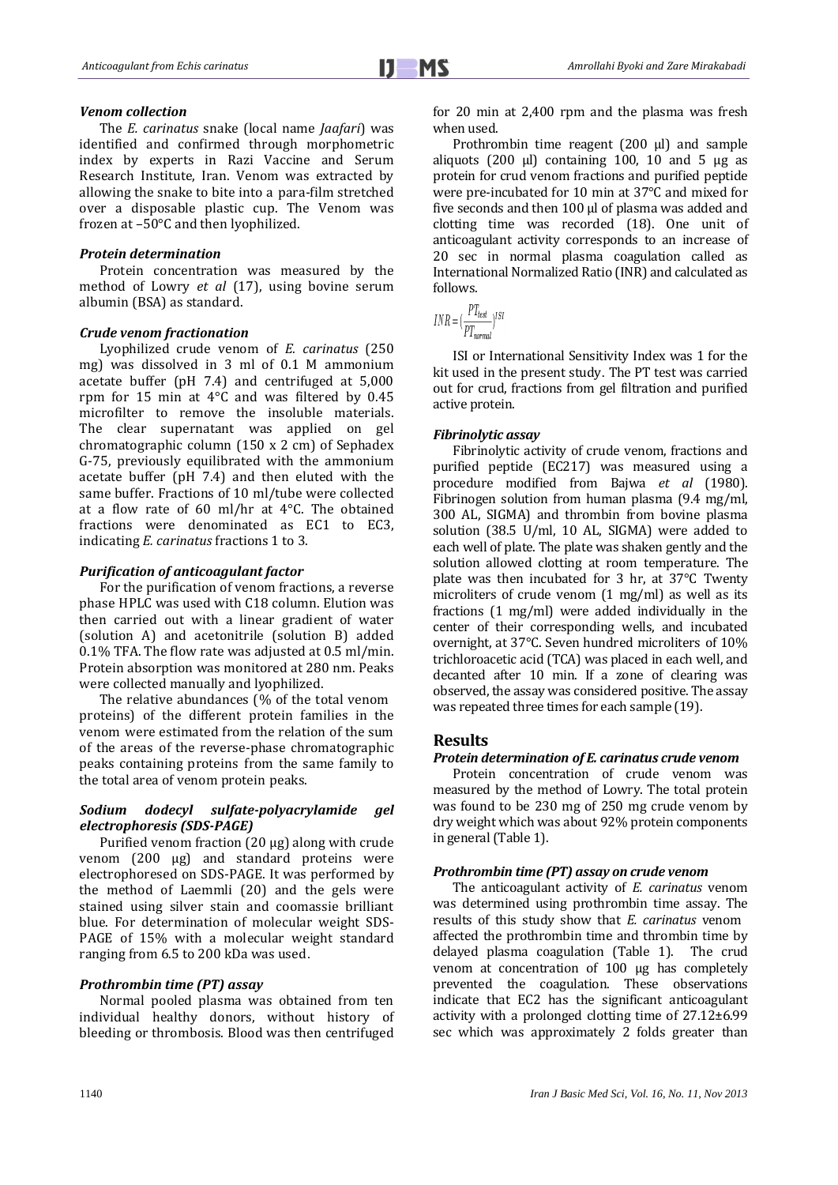### *Venom collection*

The *E. carinatus* snake (local name *Jaafari*) was identified and confirmed through morphometric index by experts in Razi Vaccine and Serum Research Institute, Iran. Venom was extracted by allowing the snake to bite into a para-film stretched over a disposable plastic cup. The Venom was frozen at –50°C and then lyophilized.

### *Protein determination*

Protein concentration was measured by the method of Lowry *et al* (17), using bovine serum albumin (BSA) as standard.

### *Crude venom fractionation*

Lyophilized crude venom of *E. carinatus* (250 mg) was dissolved in 3 ml of 0.1 M ammonium acetate buffer (pH 7.4) and centrifuged at 5,000 rpm for 15 min at 4°C and was filtered by 0.45 microfilter to remove the insoluble materials. The clear supernatant was applied on gel chromatographic column (150 x 2 cm) of Sephadex G-75, previously equilibrated with the ammonium acetate buffer (pH 7.4) and then eluted with the same buffer. Fractions of 10 ml/tube were collected at a flow rate of 60 ml/hr at 4°C. The obtained fractions were denominated as EC1 to EC3, indicating *E. carinatus* fractions 1 to 3.

### *Purification of anticoagulant factor*

For the purification of venom fractions, a reverse phase HPLC was used with C18 column. Elution was then carried out with a linear gradient of water (solution A) and acetonitrile (solution B) added 0.1% TFA. The flow rate was adjusted at 0.5 ml/min. Protein absorption was monitored at 280 nm. Peaks were collected manually and lyophilized.

The relative abundances (% of the total venom proteins) of the different protein families in the venom were estimated from the relation of the sum of the areas of the reverse-phase chromatographic peaks containing proteins from the same family to the total area of venom protein peaks.

### *Sodium dodecyl sulfate-polyacrylamide gel electrophoresis (SDS-PAGE)*

Purified venom fraction (20 µg) along with crude venom (200 µg) and standard proteins were electrophoresed on SDS-PAGE. It was performed by the method of Laemmli (20) and the gels were stained using silver stain and coomassie brilliant blue. For determination of molecular weight SDS-PAGE of 15% with a molecular weight standard ranging from 6.5 to 200 kDa was used.

### *Prothrombin time (PT) assay*

Normal pooled plasma was obtained from ten individual healthy donors, without history of bleeding or thrombosis. Blood was then centrifuged for 20 min at 2,400 rpm and the plasma was fresh when used.

Prothrombin time reagent (200 µl) and sample aliquots (200 µl) containing 100, 10 and 5 µg as protein for crud venom fractions and purified peptide were pre-incubated for 10 min at 37°C and mixed for five seconds and then 100 µl of plasma was added and clotting time was recorded (18). One unit of anticoagulant activity corresponds to an increase of 20 sec in normal plasma coagulation called as International Normalized Ratio (INR) and calculated as follows.

$$INR = \left(\frac{PT_{test}}{PT_{normal}}\right)^{ISI}$$

ISI or International Sensitivity Index was 1 for the kit used in the present study. The PT test was carried out for crud, fractions from gel filtration and purified active protein.

### *Fibrinolytic assay*

Fibrinolytic activity of crude venom, fractions and purified peptide (EC217) was measured using a procedure modified from Bajwa *et al* (1980). Fibrinogen solution from human plasma (9.4 mg/ml, 300 AL, SIGMA) and thrombin from bovine plasma solution (38.5 U/ml, 10 AL, SIGMA) were added to each well of plate. The plate was shaken gently and the solution allowed clotting at room temperature. The plate was then incubated for 3 hr, at 37°C Twenty microliters of crude venom (1 mg/ml) as well as its fractions (1 mg/ml) were added individually in the center of their corresponding wells, and incubated overnight, at 37°C. Seven hundred microliters of 10% trichloroacetic acid (TCA) was placed in each well, and decanted after 10 min. If a zone of clearing was observed, the assay was considered positive. The assay was repeated three times for each sample (19).

## Results

### *Protein determination of E. carinatus crude venom*

Protein concentration of crude venom was measured by the method of Lowry. The total protein was found to be 230 mg of 250 mg crude venom by dry weight which was about 92% protein components in general (Table 1).

### *Prothrombin time (PT) assay on crude venom*

The anticoagulant activity of *E. carinatus* venom was determined using prothrombin time assay. The results of this study show that *E. carinatus* venom affected the prothrombin time and thrombin time by delayed plasma coagulation (Table 1). The crud venom at concentration of 100 µg has completely prevented the coagulation. These observations indicate that EC2 has the significant anticoagulant activity with a prolonged clotting time of 27.12±6.99 sec which was approximately 2 folds greater than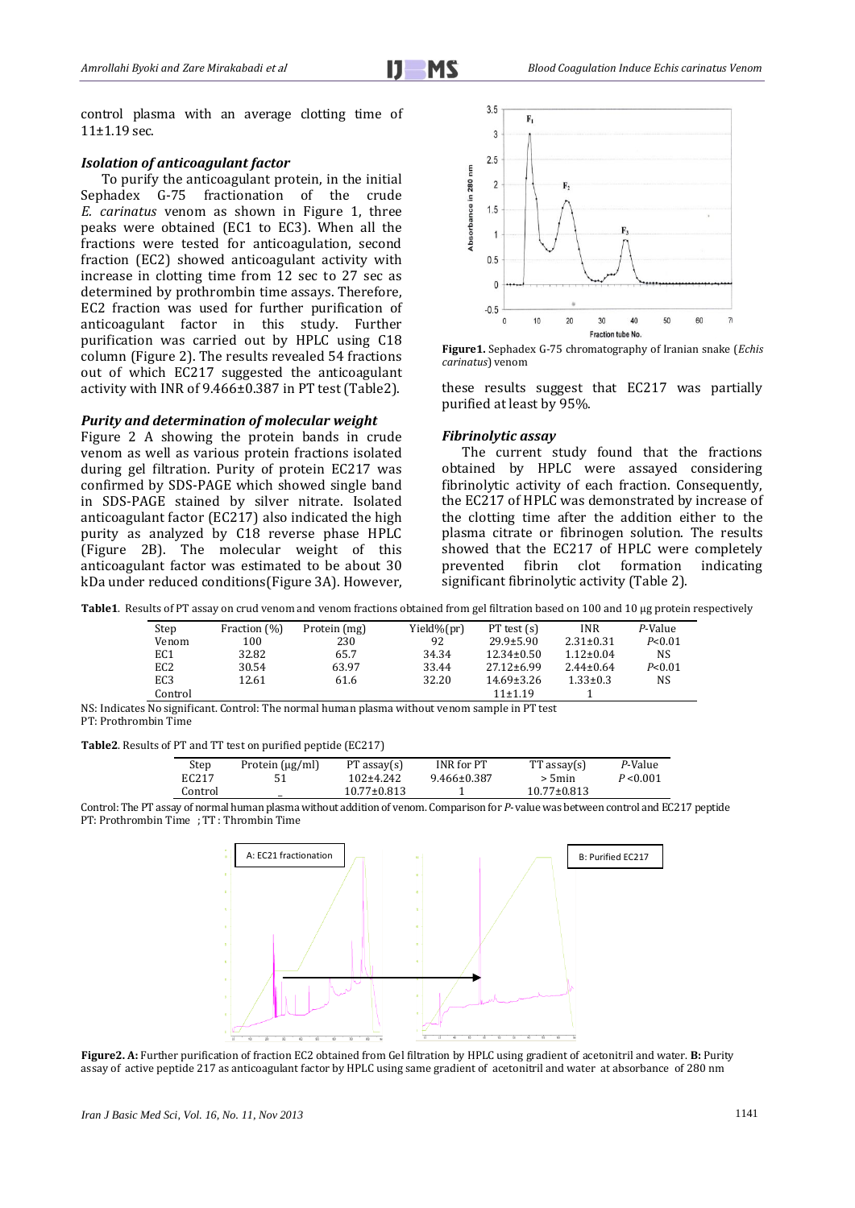control plasma with an average clotting time of 11±1.19 sec.

### *Isolation of anticoagulant factor*

To purify the anticoagulant protein, in the initial Sephadex G-75 fractionation of the crude *E. carinatus* venom as shown in Figure 1, three peaks were obtained (EC1 to EC3). When all the fractions were tested for anticoagulation, second fraction (EC2) showed anticoagulant activity with increase in clotting time from 12 sec to 27 sec as determined by prothrombin time assays. Therefore, EC2 fraction was used for further purification of anticoagulant factor in this study. Further purification was carried out by HPLC using C18 column (Figure 2). The results revealed 54 fractions out of which EC217 suggested the anticoagulant activity with INR of 9.466±0.387 in PT test (Table2).

### *Purity and determination of molecular weight*

Figure 2 A showing the protein bands in crude venom as well as various protein fractions isolated during gel filtration. Purity of protein EC217 was confirmed by SDS-PAGE which showed single band in SDS-PAGE stained by silver nitrate. Isolated anticoagulant factor (EC217) also indicated the high purity as analyzed by C18 reverse phase HPLC (Figure 2B). The molecular weight of this anticoagulant factor was estimated to be about 30 kDa under reduced conditions(Figure 3A). However, these results suggest that EC217 was partially purified at least by 95%.

**Figure1.** Sephadex G-75 chromatography of Iranian snake (*Echis carinatus*) venom

### *Fibrinolytic assay*

The current study found that the fractions obtained by HPLC were assayed considering fibrinolytic activity of each fraction. Consequently, the EC217 of HPLC was demonstrated by increase of the clotting time after the addition either to the plasma citrate or fibrinogen solution. The results showed that the EC217 of HPLC were completely prevented fibrin clot formation indicating significant fibrinolytic activity (Table 2).

**Table1**. Results of PT assay on crud venom and venom fractions obtained from gel filtration based on 100 and 10 μg protein respectively

| Step | Fraction (%) | Protein (mg) | Yield%(pr) | PT test (s) | INR | *P*-Value |
|---|---|---|---|---|---|---|
| Venom | 100 | 230 | 92 | 29.9±5.90 | 2.31±0.31 | *P*<0.01 |
| EC1 | 32.82 | 65.7 | 34.34 | 12.34±0.50 | 1.12±0.04 | NS |
| EC2 | 30.54 | 63.97 | 33.44 | 27.12±6.99 | 2.44±0.64 | *P*<0.01 |
| EC3 | 12.61 | 61.6 | 32.20 | 14.69±3.26 | 1.33±0.3 | NS |
| Control | | | | 11±1.19 | 1 | |

NS: Indicates No significant. Control: The normal human plasma without venom sample in PT test
PT: Prothrombin Time

**Table2**. Results of PT and TT test on purified peptide (EC217)

| Step | Protein (μg/ml) | PT assay(s) | INR for PT | TT assay(s) | *P*-Value |
|---|---|---|---|---|---|
| EC217 | 51 | 102±4.242 | 9.466±0.387 | > 5min | *P* <0.001 |
| Control | _ | 10.77±0.813 | 1 | 10.77±0.813 | |

Control: The PT assay of normal human plasma without addition of venom. Comparison for *P*-value was between control and EC217 peptide
PT: Prothrombin Time ; TT : Thrombin Time

**Figure2. A:** Further purification of fraction EC2 obtained from Gel filtration by HPLC using gradient of acetonitril and water. **B:** Purity assay of active peptide 217 as anticoagulant factor by HPLC using same gradient of acetonitril and water at absorbance of 280 nm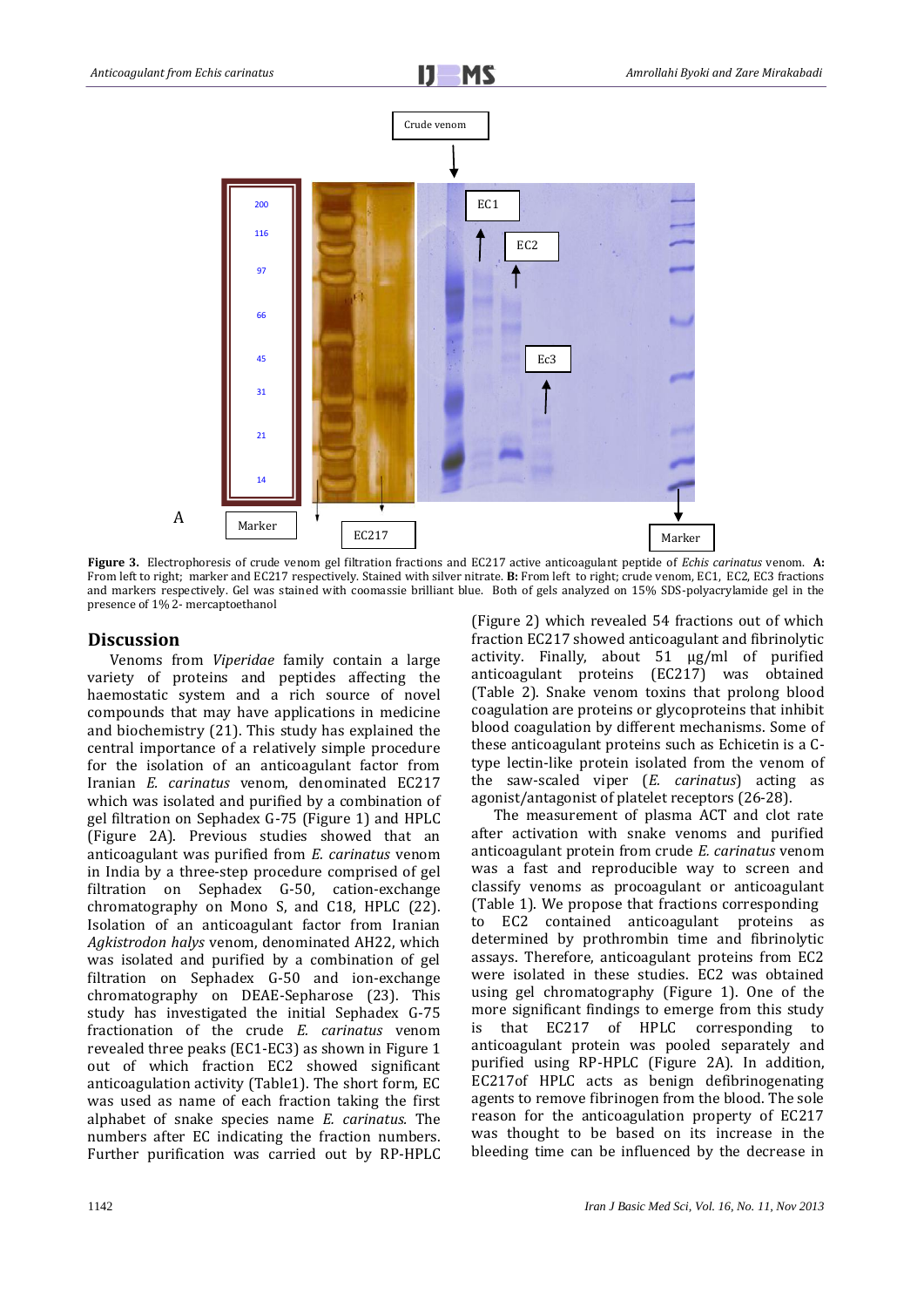Figure 3. Electrophoresis of crude venom gel filtration fractions and EC217 active anticoagulant peptide of *Echis carinatus* venom. **A:** From left to right; marker and EC217 respectively. Stained with silver nitrate. **B:** From left to right; crude venom, EC1, EC2, EC3 fractions and markers respectively. Gel was stained with coomassie brilliant blue. Both of gels analyzed on 15% SDS-polyacrylamide gel in the presence of 1% 2- mercaptoethanol

## Discussion

Venoms from *Viperidae* family contain a large variety of proteins and peptides affecting the haemostatic system and a rich source of novel compounds that may have applications in medicine and biochemistry (21). This study has explained the central importance of a relatively simple procedure for the isolation of an anticoagulant factor from Iranian *E. carinatus* venom, denominated EC217 which was isolated and purified by a combination of gel filtration on Sephadex G-75 (Figure 1) and HPLC (Figure 2A). Previous studies showed that an anticoagulant was purified from *E. carinatus* venom in India by a three-step procedure comprised of gel filtration on Sephadex G-50, cation-exchange chromatography on Mono S, and C18, HPLC (22). Isolation of an anticoagulant factor from Iranian *Agkistrodon halys* venom, denominated AH22, which was isolated and purified by a combination of gel filtration on Sephadex G-50 and ion-exchange chromatography on DEAE-Sepharose (23). This study has investigated the initial Sephadex G-75 fractionation of the crude *E. carinatus* venom revealed three peaks (EC1-EC3) as shown in Figure 1 out of which fraction EC2 showed significant anticoagulation activity (Table1). The short form, EC was used as name of each fraction taking the first alphabet of snake species name *E. carinatus.* The numbers after EC indicating the fraction numbers. Further purification was carried out by RP-HPLC (Figure 2) which revealed 54 fractions out of which fraction EC217 showed anticoagulant and fibrinolytic activity. Finally, about 51 µg/ml of purified anticoagulant proteins (EC217) was obtained (Table 2). Snake venom toxins that prolong blood coagulation are proteins or glycoproteins that inhibit blood coagulation by different mechanisms. Some of these anticoagulant proteins such as Echicetin is a C-type lectin-like protein isolated from the venom of the saw-scaled viper (*E. carinatus*) acting as agonist/antagonist of platelet receptors (26-28).

The measurement of plasma ACT and clot rate after activation with snake venoms and purified anticoagulant protein from crude *E. carinatus* venom was a fast and reproducible way to screen and classify venoms as procoagulant or anticoagulant (Table 1). We propose that fractions corresponding to EC2 contained anticoagulant proteins as determined by prothrombin time and fibrinolytic assays. Therefore, anticoagulant proteins from EC2 were isolated in these studies. EC2 was obtained using gel chromatography (Figure 1). One of the more significant findings to emerge from this study is that EC217 of HPLC corresponding to anticoagulant protein was pooled separately and purified using RP-HPLC (Figure 2A). In addition, EC217of HPLC acts as benign defibrinogenating agents to remove fibrinogen from the blood. The sole reason for the anticoagulation property of EC217 was thought to be based on its increase in the bleeding time can be influenced by the decrease in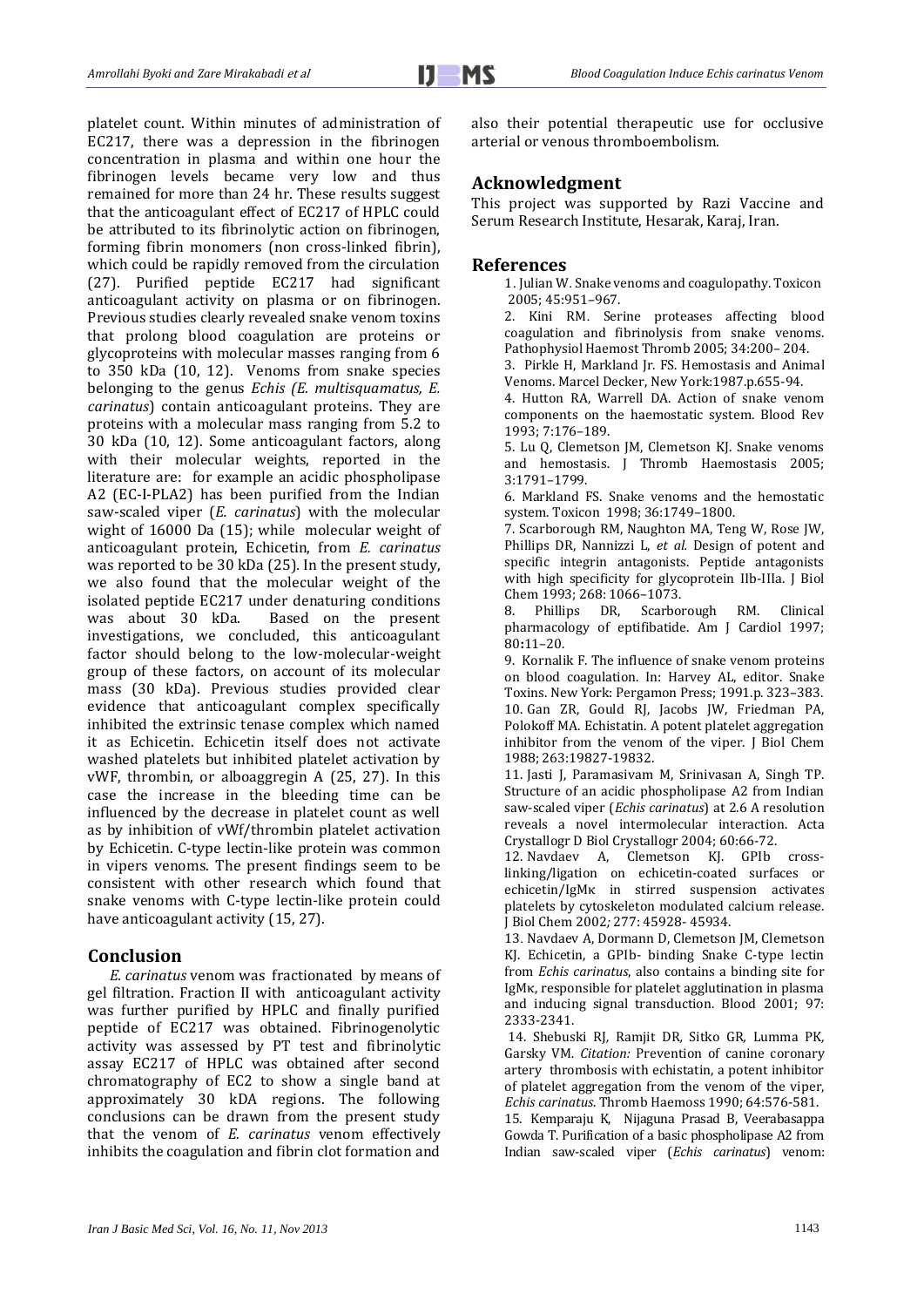platelet count. Within minutes of administration of EC217, there was a depression in the fibrinogen concentration in plasma and within one hour the fibrinogen levels became very low and thus remained for more than 24 hr. These results suggest that the anticoagulant effect of EC217 of HPLC could be attributed to its fibrinolytic action on fibrinogen, forming fibrin monomers (non cross-linked fibrin), which could be rapidly removed from the circulation (27). Purified peptide EC217 had significant anticoagulant activity on plasma or on fibrinogen. Previous studies clearly revealed snake venom toxins that prolong blood coagulation are proteins or glycoproteins with molecular masses ranging from 6 to 350 kDa (10, 12). Venoms from snake species belonging to the genus *Echis (E. multisquamatus, E. carinatus*) contain anticoagulant proteins. They are proteins with a molecular mass ranging from 5.2 to 30 kDa (10, 12). Some anticoagulant factors, along with their molecular weights, reported in the literature are: for example an acidic phospholipase A2 (EC-I-PLA2) has been purified from the Indian saw-scaled viper (*E. carinatus*) with the molecular wight of 16000 Da (15); while molecular weight of anticoagulant protein, Echicetin, from *E. carinatus* was reported to be 30 kDa (25). In the present study, we also found that the molecular weight of the isolated peptide EC217 under denaturing conditions was about 30 kDa. Based on the present investigations, we concluded, this anticoagulant factor should belong to the low-molecular-weight group of these factors, on account of its molecular mass (30 kDa). Previous studies provided clear evidence that anticoagulant complex specifically inhibited the extrinsic tenase complex which named it as Echicetin. Echicetin itself does not activate washed platelets but inhibited platelet activation by vWF, thrombin, or alboaggregin A (25, 27). In this case the increase in the bleeding time can be influenced by the decrease in platelet count as well as by inhibition of vWf/thrombin platelet activation by Echicetin. C-type lectin-like protein was common in vipers venoms. The present findings seem to be consistent with other research which found that snake venoms with C-type lectin-like protein could have anticoagulant activity (15, 27).

## Conclusion

*E. carinatus* venom was fractionated by means of gel filtration. Fraction II with anticoagulant activity was further purified by HPLC and finally purified peptide of EC217 was obtained. Fibrinogenolytic activity was assessed by PT test and fibrinolytic assay EC217 of HPLC was obtained after second chromatography of EC2 to show a single band at approximately 30 kDA regions. The following conclusions can be drawn from the present study that the venom of *E. carinatus* venom effectively inhibits the coagulation and fibrin clot formation and also their potential therapeutic use for occlusive arterial or venous thromboembolism.

## Acknowledgment

This project was supported by Razi Vaccine and Serum Research Institute, Hesarak, Karaj, Iran.

## References

1. Julian W. Snake venoms and coagulopathy. Toxicon 2005; 45:951–967.
2. Kini RM. Serine proteases affecting blood coagulation and fibrinolysis from snake venoms. Pathophysiol Haemost Thromb 2005; 34:200– 204.
3. Pirkle H, Markland Jr. FS. Hemostasis and Animal Venoms. Marcel Decker, New York:1987.p.655-94.
4. Hutton RA, Warrell DA. Action of snake venom components on the haemostatic system. Blood Rev 1993; 7:176–189.
5. Lu Q, Clemetson JM, Clemetson KJ. Snake venoms and hemostasis. J Thromb Haemostasis 2005; 3:1791–1799.
6. Markland FS. Snake venoms and the hemostatic system. Toxicon 1998; 36:1749–1800.
7. Scarborough RM, Naughton MA, Teng W, Rose JW, Phillips DR, Nannizzi L, *et al*. Design of potent and specific integrin antagonists. Peptide antagonists with high specificity for glycoprotein IIb-IIIa. J Biol Chem 1993; 268: 1066–1073.
8. Phillips DR, Scarborough RM. Clinical pharmacology of eptifibatide. Am J Cardiol 1997; 80:11–20.
9. Kornalik F. The influence of snake venom proteins on blood coagulation. In: Harvey AL, editor. Snake Toxins. New York: Pergamon Press; 1991.p. 323–383.
10. Gan ZR, Gould RJ, Jacobs JW, Friedman PA, Polokoff MA. Echistatin. A potent platelet aggregation inhibitor from the venom of the viper. J Biol Chem 1988; 263:19827-19832.
11. Jasti J, Paramasivam M, Srinivasan A, Singh TP. Structure of an acidic phospholipase A2 from Indian saw-scaled viper (*Echis carinatus*) at 2.6 A resolution reveals a novel intermolecular interaction. Acta Crystallogr D Biol Crystallogr 2004; 60:66-72.
12. Navdaev A, Clemetson KJ. GPIb cross-linking/ligation on echicetin-coated surfaces or echicetin/IgMκ in stirred suspension activates platelets by cytoskeleton modulated calcium release. J Biol Chem 2002; 277: 45928- 45934.
13. Navdaev A, Dormann D, Clemetson JM, Clemetson KJ. Echicetin, a GPIb- binding Snake C-type lectin from *Echis carinatus*, also contains a binding site for IgMκ, responsible for platelet agglutination in plasma and inducing signal transduction. Blood 2001; 97: 2333-2341.
14. Shebuski RJ, Ramjit DR, Sitko GR, Lumma PK, Garsky VM. *Citation:* Prevention of canine coronary artery thrombosis with echistatin, a potent inhibitor of platelet aggregation from the venom of the viper, *Echis carinatus*. Thromb Haemoss 1990; 64:576-581.
15. Kemparaju K, Nijaguna Prasad B, Veerabasappa Gowda T. Purification of a basic phospholipase A2 from Indian saw-scaled viper (*Echis carinatus*) venom: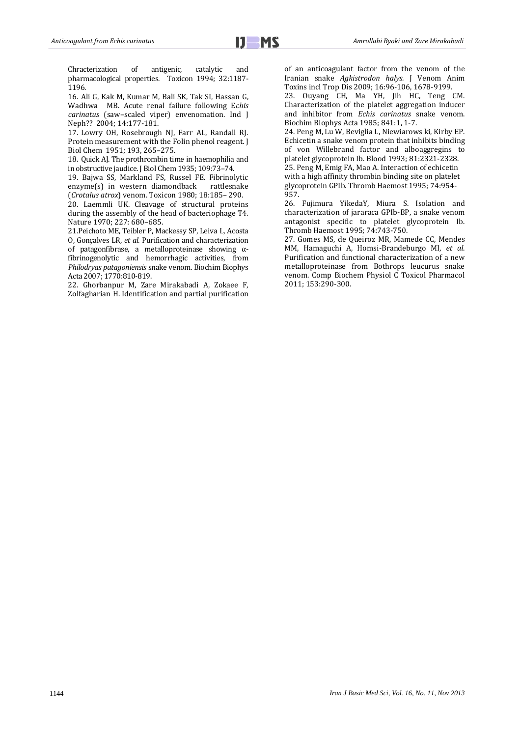Chracterization of antigenic, catalytic and pharmacological properties. Toxicon 1994; 32:1187-1196.

16. Ali G, Kak M, Kumar M, Bali SK, Tak SI, Hassan G, Wadhwa MB. Acute renal failure following E*chis carinatus* (saw–scaled viper) envenomation. Ind J Neph?? 2004; 14:177-181.

17. Lowry OH, Rosebrough NJ, Farr AL, Randall RJ. Protein measurement with the Folin phenol reagent. J Biol Chem 1951; 193, 265–275.

18. Quick AJ. The prothrombin time in haemophilia and in obstructive jaudice. J Biol Chem 1935; 109:73–74.

19. Bajwa SS, Markland FS, Russel FE. Fibrinolytic enzyme(s) in western diamondback rattlesnake (*Crotalus atrox*) venom. Toxicon 1980; 18:185– 290.

20. Laemmli UK. Cleavage of structural proteins during the assembly of the head of bacteriophage T4. Nature 1970; 227: 680–685.

21.Peichoto ME, Teibler P, Mackessy SP, Leiva L, Acosta O, Gonçalves LR, *et al*. Purification and characterization of patagonfibrase, a metalloproteinase showing α-fibrinogenolytic and hemorrhagic activities, from *Philodryas patagoniensis* snake venom. Biochim Biophys Acta 2007; 1770:810-819.

22. Ghorbanpur M, Zare Mirakabadi A, Zokaee F, Zolfagharian H. Identification and partial purification of an anticoagulant factor from the venom of the Iranian snake *Agkistrodon halys*. J Venom Anim Toxins incl Trop Dis 2009; 16:96-106, 1678-9199.

23. Ouyang CH, Ma YH, Jih HC, Teng CM. Characterization of the platelet aggregation inducer and inhibitor from *Echis carinatus* snake venom. Biochim Biophys Acta 1985; 841:1, 1-7.

24. Peng M, Lu W, Beviglia L, Niewiarows ki, Kirby EP. Echicetin a snake venom protein that inhibits binding of von Willebrand factor and alboaggregins to platelet glycoprotein Ib. Blood 1993; 81:2321-2328.

25. Peng M, Emig FA, Mao A. Interaction of echicetin with a high affinity thrombin binding site on platelet glycoprotein GPIb. Thromb Haemost 1995; 74:954-957.

26. Fujimura YikedaY, Miura S. Isolation and characterization of jararaca GPIb-BP, a snake venom antagonist specific to platelet glycoprotein Ib. Thromb Haemost 1995; 74:743-750.

27. Gomes MS, de Queiroz MR, Mamede CC, Mendes MM, Hamaguchi A, Homsi-Brandeburgo MI, *et al*. Purification and functional characterization of a new metalloproteinase from Bothrops leucurus snake venom. Comp Biochem Physiol C Toxicol Pharmacol 2011; 153:290-300.